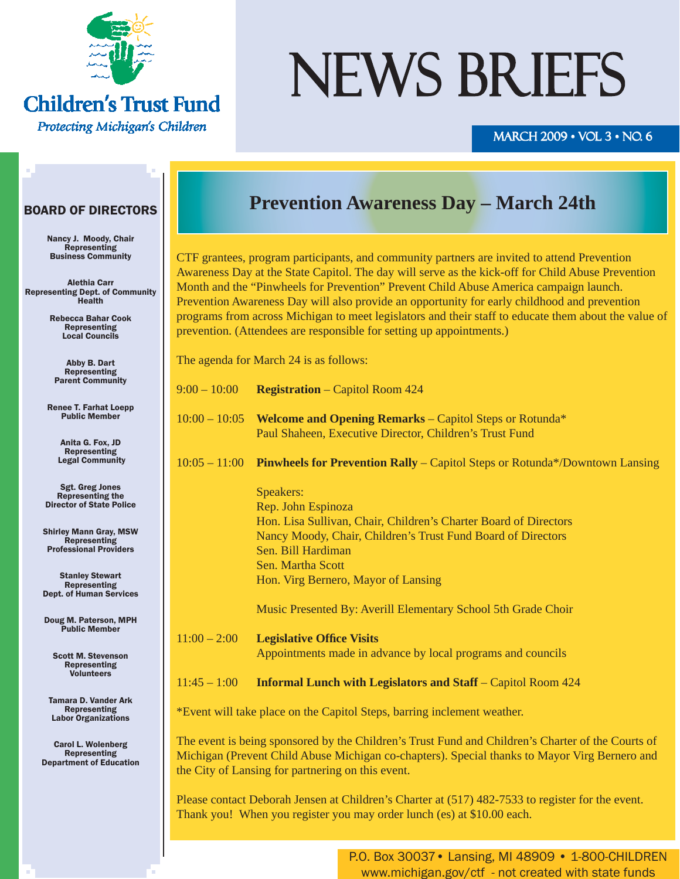# Children's Trust Fund

*Protecting Michigan's Children*

# NEWS BRIEFS

MARCH 2009 • VOL 3 • NO. 6

## BOARD OF DIRECTORS

**Nancy J. Moody, Chair**
Representing
Business Community

**Alethia Carr**
Representing Dept. of Community Health

**Rebecca Bahar Cook**
Representing
Local Councils

**Abby B. Dart**
Representing
Parent Community

**Renee T. Farhat Loepp**
Public Member

**Anita G. Fox, JD**
Representing
Legal Community

**Sgt. Greg Jones**
Representing the
Director of State Police

**Shirley Mann Gray, MSW**
Representing
Professional Providers

**Stanley Stewart**
Representing
Dept. of Human Services

**Doug M. Paterson, MPH**
Public Member

**Scott M. Stevenson**
Representing
Volunteers

**Tamara D. Vander Ark**
Representing
Labor Organizations

**Carol L. Wolenberg**
Representing
Department of Education

## Prevention Awareness Day – March 24th

CTF grantees, program participants, and community partners are invited to attend Prevention Awareness Day at the State Capitol. The day will serve as the kick-off for Child Abuse Prevention Month and the "Pinwheels for Prevention" Prevent Child Abuse America campaign launch. Prevention Awareness Day will also provide an opportunity for early childhood and prevention programs from across Michigan to meet legislators and their staff to educate them about the value of prevention. (Attendees are responsible for setting up appointments.)

The agenda for March 24 is as follows:

9:00 – 10:00 **Registration** – Capitol Room 424

10:00 – 10:05 **Welcome and Opening Remarks** – Capitol Steps or Rotunda*
Paul Shaheen, Executive Director, Children's Trust Fund

10:05 – 11:00 **Pinwheels for Prevention Rally** – Capitol Steps or Rotunda*/Downtown Lansing

Speakers:
Rep. John Espinoza
Hon. Lisa Sullivan, Chair, Children's Charter Board of Directors
Nancy Moody, Chair, Children's Trust Fund Board of Directors
Sen. Bill Hardiman
Sen. Martha Scott
Hon. Virg Bernero, Mayor of Lansing

Music Presented By: Averill Elementary School 5th Grade Choir

11:00 – 2:00 **Legislative Office Visits**
Appointments made in advance by local programs and councils

11:45 – 1:00 **Informal Lunch with Legislators and Staff** – Capitol Room 424

*Event will take place on the Capitol Steps, barring inclement weather.

The event is being sponsored by the Children's Trust Fund and Children's Charter of the Courts of Michigan (Prevent Child Abuse Michigan co-chapters). Special thanks to Mayor Virg Bernero and the City of Lansing for partnering on this event.

Please contact Deborah Jensen at Children's Charter at (517) 482-7533 to register for the event. Thank you! When you register you may order lunch (es) at $10.00 each.

P.O. Box 30037 • Lansing, MI 48909 • 1-800-CHILDREN
www.michigan.gov/ctf - not created with state funds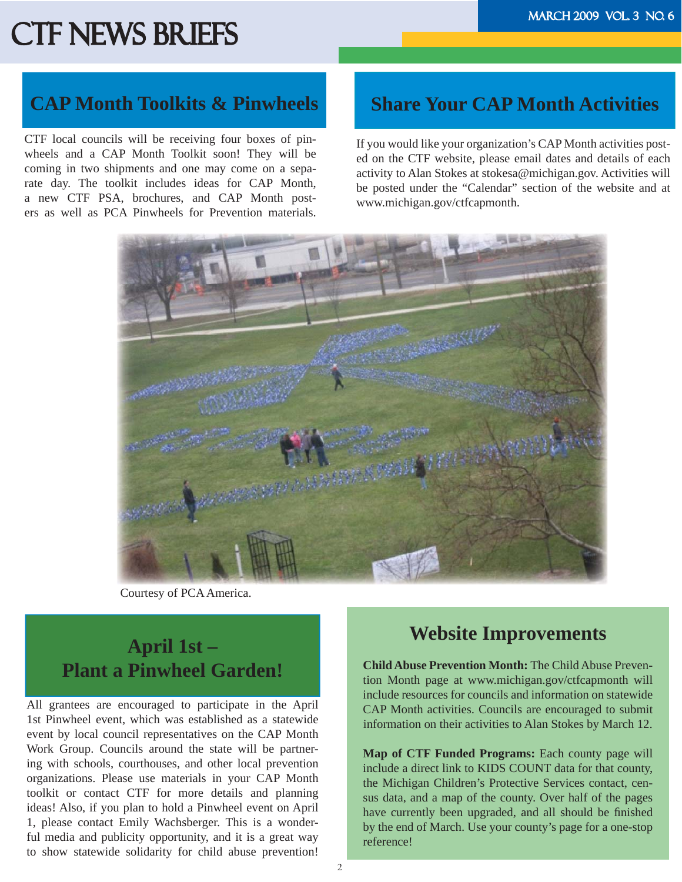# CTF NEWS BRIEFS

## CAP Month Toolkits & Pinwheels

CTF local councils will be receiving four boxes of pinwheels and a CAP Month Toolkit soon! They will be coming in two shipments and one may come on a separate day. The toolkit includes ideas for CAP Month, a new CTF PSA, brochures, and CAP Month posters as well as PCA Pinwheels for Prevention materials.

## Share Your CAP Month Activities

If you would like your organization's CAP Month activities posted on the CTF website, please email dates and details of each activity to Alan Stokes at stokesa@michigan.gov. Activities will be posted under the "Calendar" section of the website and at www.michigan.gov/ctfcapmonth.

Courtesy of PCA America.

## April 1st – Plant a Pinwheel Garden!

All grantees are encouraged to participate in the April 1st Pinwheel event, which was established as a statewide event by local council representatives on the CAP Month Work Group. Councils around the state will be partnering with schools, courthouses, and other local prevention organizations. Please use materials in your CAP Month toolkit or contact CTF for more details and planning ideas! Also, if you plan to hold a Pinwheel event on April 1, please contact Emily Wachsberger. This is a wonderful media and publicity opportunity, and it is a great way to show statewide solidarity for child abuse prevention!

## Website Improvements

**Child Abuse Prevention Month:** The Child Abuse Prevention Month page at www.michigan.gov/ctfcapmonth will include resources for councils and information on statewide CAP Month activities. Councils are encouraged to submit information on their activities to Alan Stokes by March 12.

**Map of CTF Funded Programs:** Each county page will include a direct link to KIDS COUNT data for that county, the Michigan Children's Protective Services contact, census data, and a map of the county. Over half of the pages have currently been upgraded, and all should be finished by the end of March. Use your county's page for a one-stop reference!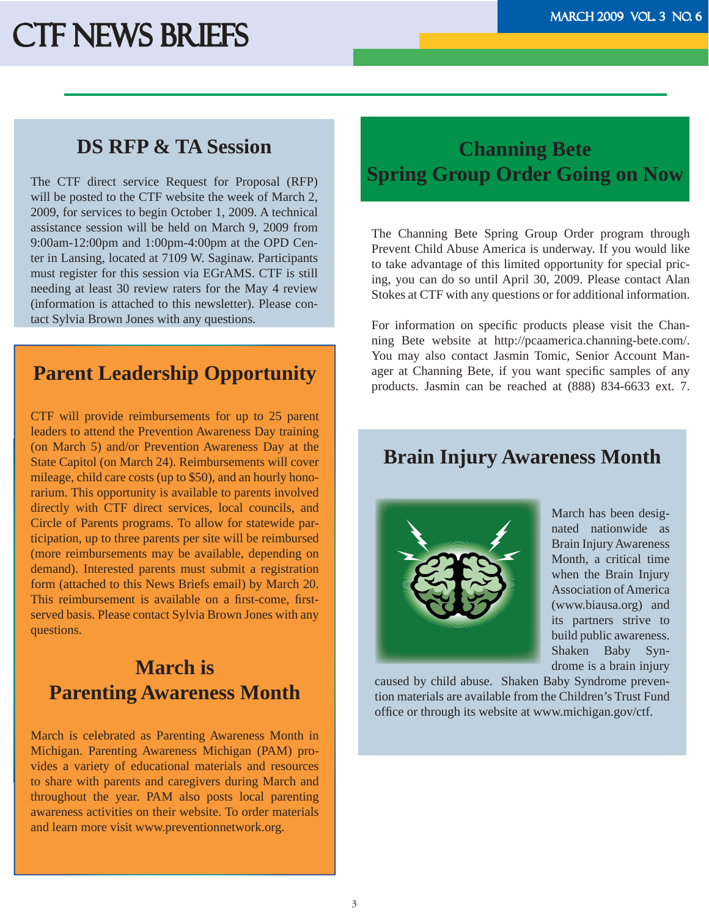## DS RFP & TA Session

The CTF direct service Request for Proposal (RFP) will be posted to the CTF website the week of March 2, 2009, for services to begin October 1, 2009. A technical assistance session will be held on March 9, 2009 from 9:00am-12:00pm and 1:00pm-4:00pm at the OPD Center in Lansing, located at 7109 W. Saginaw. Participants must register for this session via EGrAMS. CTF is still needing at least 30 review raters for the May 4 review (information is attached to this newsletter). Please contact Sylvia Brown Jones with any questions.

## Parent Leadership Opportunity

CTF will provide reimbursements for up to 25 parent leaders to attend the Prevention Awareness Day training (on March 5) and/or Prevention Awareness Day at the State Capitol (on March 24). Reimbursements will cover mileage, child care costs (up to $50), and an hourly honorarium. This opportunity is available to parents involved directly with CTF direct services, local councils, and Circle of Parents programs. To allow for statewide participation, up to three parents per site will be reimbursed (more reimbursements may be available, depending on demand). Interested parents must submit a registration form (attached to this News Briefs email) by March 20. This reimbursement is available on a first-come, first-served basis. Please contact Sylvia Brown Jones with any questions.

## March is Parenting Awareness Month

March is celebrated as Parenting Awareness Month in Michigan. Parenting Awareness Michigan (PAM) provides a variety of educational materials and resources to share with parents and caregivers during March and throughout the year. PAM also posts local parenting awareness activities on their website. To order materials and learn more visit www.preventionnetwork.org.

## Channing Bete Spring Group Order Going on Now

The Channing Bete Spring Group Order program through Prevent Child Abuse America is underway. If you would like to take advantage of this limited opportunity for special pricing, you can do so until April 30, 2009. Please contact Alan Stokes at CTF with any questions or for additional information.

For information on specific products please visit the Channing Bete website at http://pcaamerica.channing-bete.com/. You may also contact Jasmin Tomic, Senior Account Manager at Channing Bete, if you want specific samples of any products. Jasmin can be reached at (888) 834-6633 ext. 7.

## Brain Injury Awareness Month

March has been designated nationwide as Brain Injury Awareness Month, a critical time when the Brain Injury Association of America (www.biausa.org) and its partners strive to build public awareness. Shaken Baby Syndrome is a brain injury caused by child abuse. Shaken Baby Syndrome prevention materials are available from the Children's Trust Fund office or through its website at www.michigan.gov/ctf.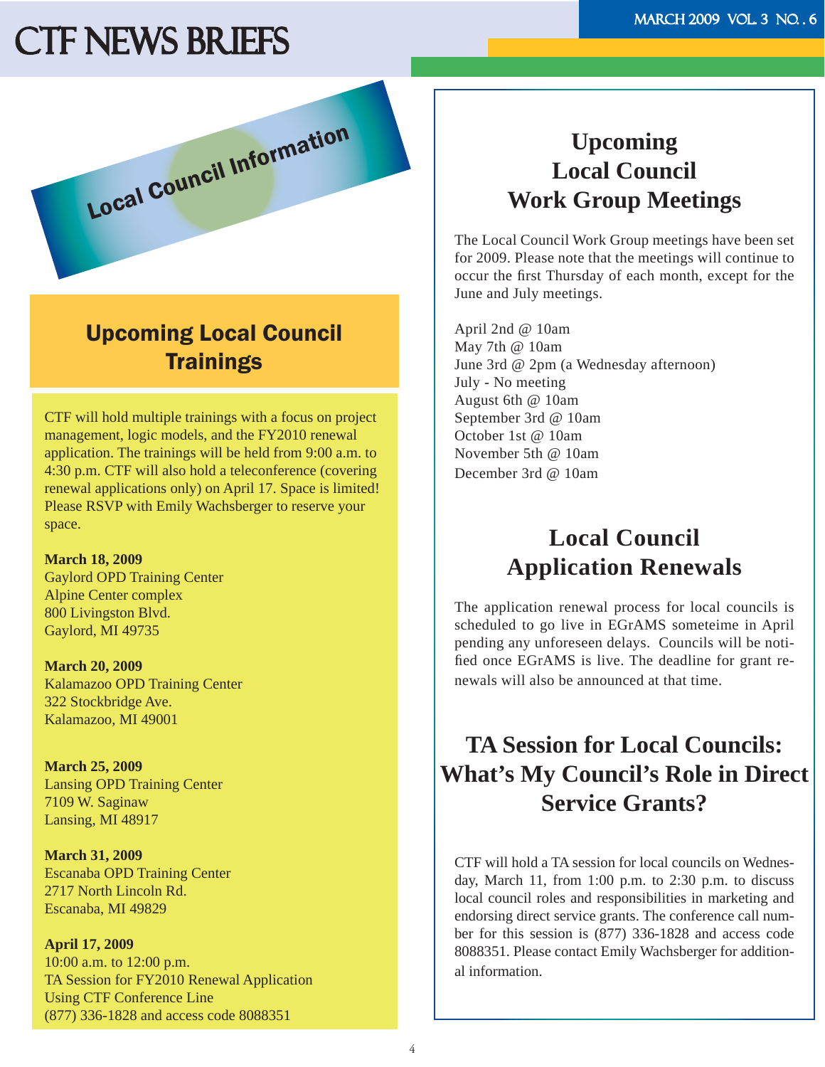# Local Council Information

## Upcoming Local Council Trainings

CTF will hold multiple trainings with a focus on project management, logic models, and the FY2010 renewal application. The trainings will be held from 9:00 a.m. to 4:30 p.m. CTF will also hold a teleconference (covering renewal applications only) on April 17. Space is limited! Please RSVP with Emily Wachsberger to reserve your space.

**March 18, 2009**
Gaylord OPD Training Center
Alpine Center complex
800 Livingston Blvd.
Gaylord, MI 49735

**March 20, 2009**
Kalamazoo OPD Training Center
322 Stockbridge Ave.
Kalamazoo, MI 49001

**March 25, 2009**
Lansing OPD Training Center
7109 W. Saginaw
Lansing, MI 48917

**March 31, 2009**
Escanaba OPD Training Center
2717 North Lincoln Rd.
Escanaba, MI 49829

**April 17, 2009**
10:00 a.m. to 12:00 p.m.
TA Session for FY2010 Renewal Application
Using CTF Conference Line
(877) 336-1828 and access code 8088351

## Upcoming Local Council Work Group Meetings

The Local Council Work Group meetings have been set for 2009. Please note that the meetings will continue to occur the first Thursday of each month, except for the June and July meetings.

April 2nd @ 10am
May 7th @ 10am
June 3rd @ 2pm (a Wednesday afternoon)
July - No meeting
August 6th @ 10am
September 3rd @ 10am
October 1st @ 10am
November 5th @ 10am
December 3rd @ 10am

## Local Council Application Renewals

The application renewal process for local councils is scheduled to go live in EGrAMS someteime in April pending any unforeseen delays. Councils will be notified once EGrAMS is live. The deadline for grant renewals will also be announced at that time.

## TA Session for Local Councils: What's My Council's Role in Direct Service Grants?

CTF will hold a TA session for local councils on Wednesday, March 11, from 1:00 p.m. to 2:30 p.m. to discuss local council roles and responsibilities in marketing and endorsing direct service grants. The conference call number for this session is (877) 336-1828 and access code 8088351. Please contact Emily Wachsberger for additional information.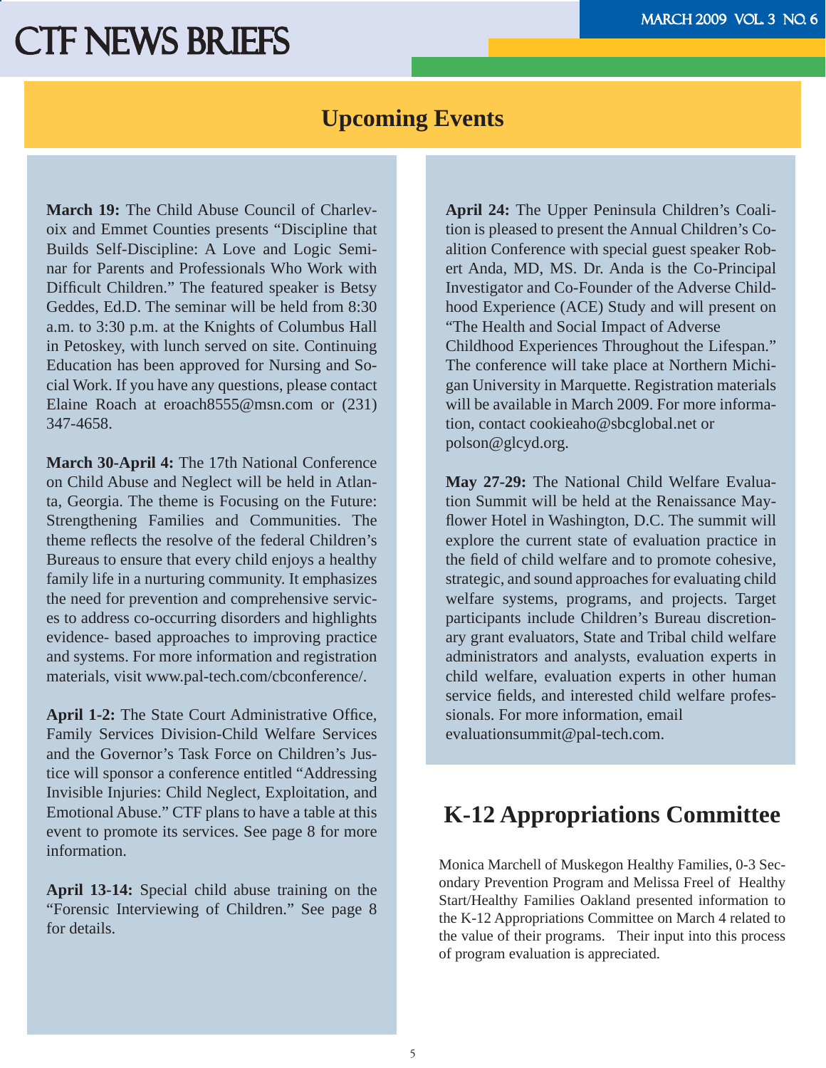## Upcoming Events

**March 19:** The Child Abuse Council of Charlevoix and Emmet Counties presents "Discipline that Builds Self-Discipline: A Love and Logic Seminar for Parents and Professionals Who Work with Difficult Children." The featured speaker is Betsy Geddes, Ed.D. The seminar will be held from 8:30 a.m. to 3:30 p.m. at the Knights of Columbus Hall in Petoskey, with lunch served on site. Continuing Education has been approved for Nursing and Social Work. If you have any questions, please contact Elaine Roach at eroach8555@msn.com or (231) 347-4658.

**March 30-April 4:** The 17th National Conference on Child Abuse and Neglect will be held in Atlanta, Georgia. The theme is Focusing on the Future: Strengthening Families and Communities. The theme reflects the resolve of the federal Children's Bureaus to ensure that every child enjoys a healthy family life in a nurturing community. It emphasizes the need for prevention and comprehensive services to address co-occurring disorders and highlights evidence- based approaches to improving practice and systems. For more information and registration materials, visit www.pal-tech.com/cbconference/.

**April 1-2:** The State Court Administrative Office, Family Services Division-Child Welfare Services and the Governor's Task Force on Children's Justice will sponsor a conference entitled "Addressing Invisible Injuries: Child Neglect, Exploitation, and Emotional Abuse." CTF plans to have a table at this event to promote its services. See page 8 for more information.

**April 13-14:** Special child abuse training on the "Forensic Interviewing of Children." See page 8 for details.

**April 24:** The Upper Peninsula Children's Coalition is pleased to present the Annual Children's Coalition Conference with special guest speaker Robert Anda, MD, MS. Dr. Anda is the Co-Principal Investigator and Co-Founder of the Adverse Childhood Experience (ACE) Study and will present on "The Health and Social Impact of Adverse Childhood Experiences Throughout the Lifespan." The conference will take place at Northern Michigan University in Marquette. Registration materials will be available in March 2009. For more information, contact cookieaho@sbcglobal.net or polson@glcyd.org.

**May 27-29:** The National Child Welfare Evaluation Summit will be held at the Renaissance Mayflower Hotel in Washington, D.C. The summit will explore the current state of evaluation practice in the field of child welfare and to promote cohesive, strategic, and sound approaches for evaluating child welfare systems, programs, and projects. Target participants include Children's Bureau discretionary grant evaluators, State and Tribal child welfare administrators and analysts, evaluation experts in child welfare, evaluation experts in other human service fields, and interested child welfare professionals. For more information, email evaluationsummit@pal-tech.com.

## K-12 Appropriations Committee

Monica Marchell of Muskegon Healthy Families, 0-3 Secondary Prevention Program and Melissa Freel of Healthy Start/Healthy Families Oakland presented information to the K-12 Appropriations Committee on March 4 related to the value of their programs. Their input into this process of program evaluation is appreciated.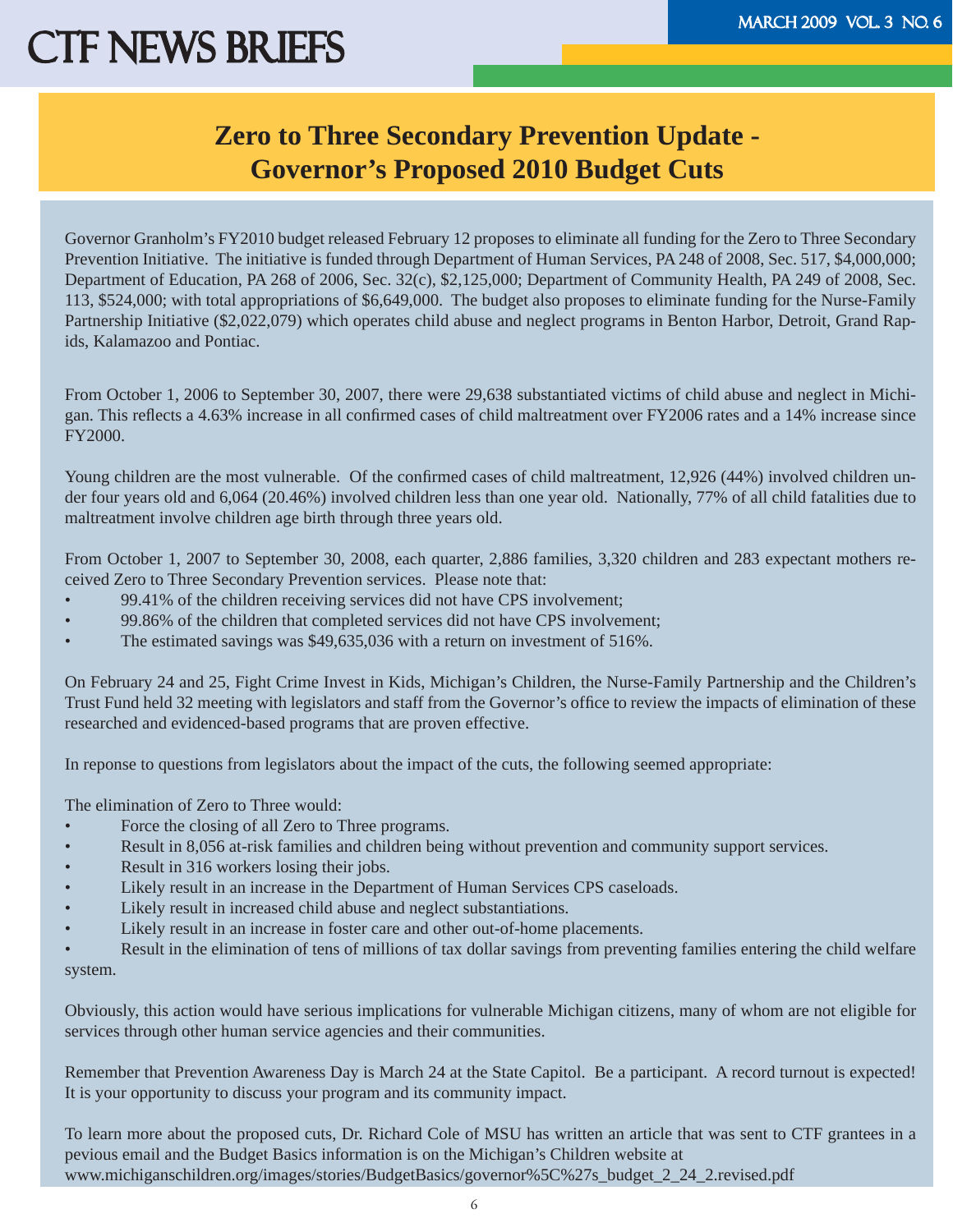## Zero to Three Secondary Prevention Update - Governor's Proposed 2010 Budget Cuts

Governor Granholm's FY2010 budget released February 12 proposes to eliminate all funding for the Zero to Three Secondary Prevention Initiative. The initiative is funded through Department of Human Services, PA 248 of 2008, Sec. 517, $4,000,000; Department of Education, PA 268 of 2006, Sec. 32(c), $2,125,000; Department of Community Health, PA 249 of 2008, Sec. 113, $524,000; with total appropriations of $6,649,000. The budget also proposes to eliminate funding for the Nurse-Family Partnership Initiative ($2,022,079) which operates child abuse and neglect programs in Benton Harbor, Detroit, Grand Rapids, Kalamazoo and Pontiac.

From October 1, 2006 to September 30, 2007, there were 29,638 substantiated victims of child abuse and neglect in Michigan. This reflects a 4.63% increase in all confirmed cases of child maltreatment over FY2006 rates and a 14% increase since FY2000.

Young children are the most vulnerable. Of the confirmed cases of child maltreatment, 12,926 (44%) involved children under four years old and 6,064 (20.46%) involved children less than one year old. Nationally, 77% of all child fatalities due to maltreatment involve children age birth through three years old.

From October 1, 2007 to September 30, 2008, each quarter, 2,886 families, 3,320 children and 283 expectant mothers received Zero to Three Secondary Prevention services. Please note that:

- 99.41% of the children receiving services did not have CPS involvement;
- 99.86% of the children that completed services did not have CPS involvement;
- The estimated savings was $49,635,036 with a return on investment of 516%.

On February 24 and 25, Fight Crime Invest in Kids, Michigan's Children, the Nurse-Family Partnership and the Children's Trust Fund held 32 meeting with legislators and staff from the Governor's office to review the impacts of elimination of these researched and evidenced-based programs that are proven effective.

In reponse to questions from legislators about the impact of the cuts, the following seemed appropriate:

The elimination of Zero to Three would:

- Force the closing of all Zero to Three programs.
- Result in 8,056 at-risk families and children being without prevention and community support services.
- Result in 316 workers losing their jobs.
- Likely result in an increase in the Department of Human Services CPS caseloads.
- Likely result in increased child abuse and neglect substantiations.
- Likely result in an increase in foster care and other out-of-home placements.
- Result in the elimination of tens of millions of tax dollar savings from preventing families entering the child welfare system.

Obviously, this action would have serious implications for vulnerable Michigan citizens, many of whom are not eligible for services through other human service agencies and their communities.

Remember that Prevention Awareness Day is March 24 at the State Capitol. Be a participant. A record turnout is expected! It is your opportunity to discuss your program and its community impact.

To learn more about the proposed cuts, Dr. Richard Cole of MSU has written an article that was sent to CTF grantees in a pevious email and the Budget Basics information is on the Michigan's Children website at www.michiganschildren.org/images/stories/BudgetBasics/governor%5C%27s_budget_2_24_2.revised.pdf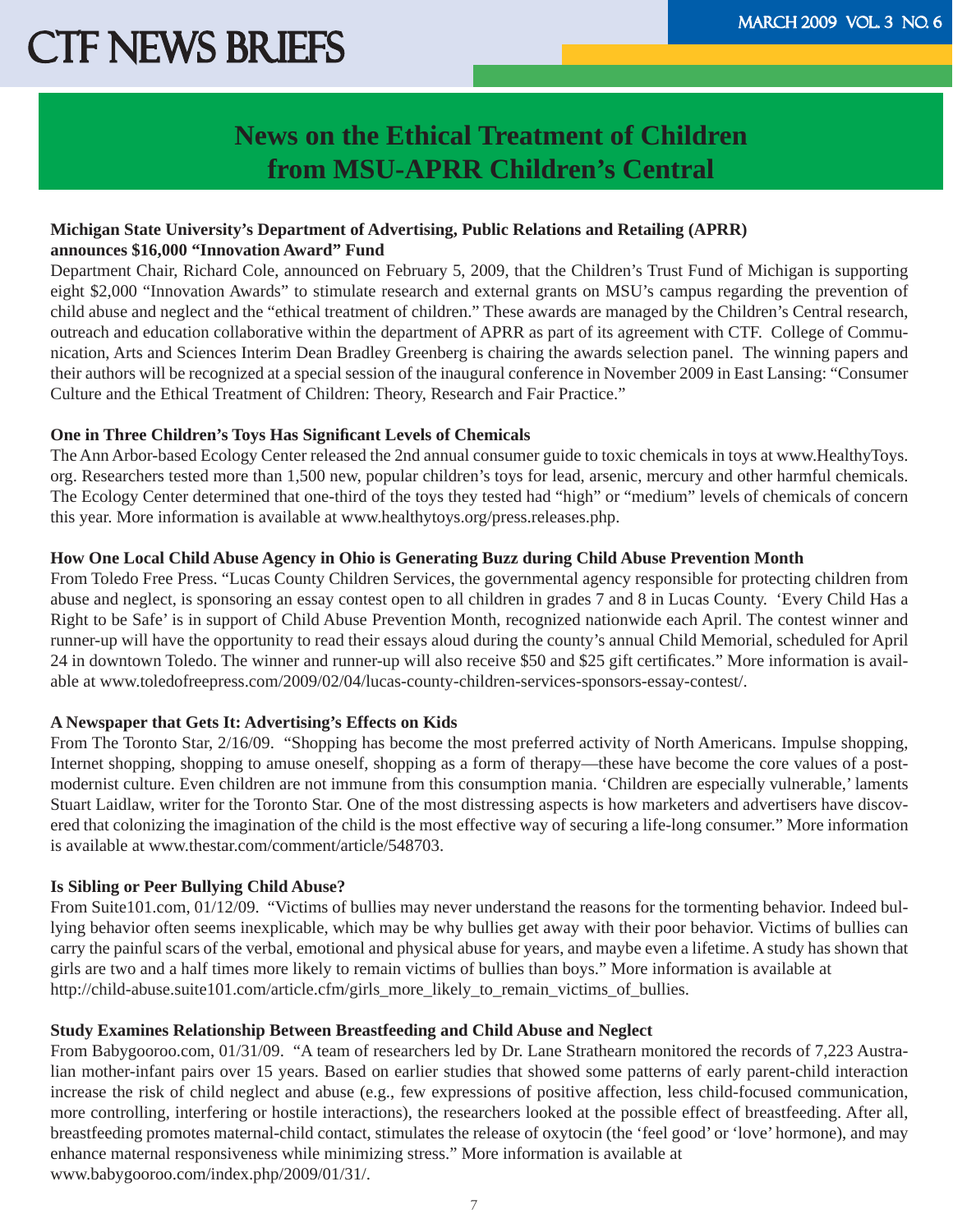# News on the Ethical Treatment of Children from MSU-APRR Children's Central

**Michigan State University's Department of Advertising, Public Relations and Retailing (APRR) announces $16,000 "Innovation Award" Fund**

Department Chair, Richard Cole, announced on February 5, 2009, that the Children's Trust Fund of Michigan is supporting eight $2,000 "Innovation Awards" to stimulate research and external grants on MSU's campus regarding the prevention of child abuse and neglect and the "ethical treatment of children." These awards are managed by the Children's Central research, outreach and education collaborative within the department of APRR as part of its agreement with CTF. College of Communication, Arts and Sciences Interim Dean Bradley Greenberg is chairing the awards selection panel. The winning papers and their authors will be recognized at a special session of the inaugural conference in November 2009 in East Lansing: "Consumer Culture and the Ethical Treatment of Children: Theory, Research and Fair Practice."

**One in Three Children's Toys Has Significant Levels of Chemicals**

The Ann Arbor-based Ecology Center released the 2nd annual consumer guide to toxic chemicals in toys at www.HealthyToys.org. Researchers tested more than 1,500 new, popular children's toys for lead, arsenic, mercury and other harmful chemicals. The Ecology Center determined that one-third of the toys they tested had "high" or "medium" levels of chemicals of concern this year. More information is available at www.healthytoys.org/press.releases.php.

**How One Local Child Abuse Agency in Ohio is Generating Buzz during Child Abuse Prevention Month**

From Toledo Free Press. "Lucas County Children Services, the governmental agency responsible for protecting children from abuse and neglect, is sponsoring an essay contest open to all children in grades 7 and 8 in Lucas County. 'Every Child Has a Right to be Safe' is in support of Child Abuse Prevention Month, recognized nationwide each April. The contest winner and runner-up will have the opportunity to read their essays aloud during the county's annual Child Memorial, scheduled for April 24 in downtown Toledo. The winner and runner-up will also receive $50 and $25 gift certificates." More information is available at www.toledofreepress.com/2009/02/04/lucas-county-children-services-sponsors-essay-contest/.

**A Newspaper that Gets It: Advertising's Effects on Kids**

From The Toronto Star, 2/16/09. "Shopping has become the most preferred activity of North Americans. Impulse shopping, Internet shopping, shopping to amuse oneself, shopping as a form of therapy—these have become the core values of a post-modernist culture. Even children are not immune from this consumption mania. 'Children are especially vulnerable,' laments Stuart Laidlaw, writer for the Toronto Star. One of the most distressing aspects is how marketers and advertisers have discovered that colonizing the imagination of the child is the most effective way of securing a life-long consumer." More information is available at www.thestar.com/comment/article/548703.

**Is Sibling or Peer Bullying Child Abuse?**

From Suite101.com, 01/12/09. "Victims of bullies may never understand the reasons for the tormenting behavior. Indeed bullying behavior often seems inexplicable, which may be why bullies get away with their poor behavior. Victims of bullies can carry the painful scars of the verbal, emotional and physical abuse for years, and maybe even a lifetime. A study has shown that girls are two and a half times more likely to remain victims of bullies than boys." More information is available at http://child-abuse.suite101.com/article.cfm/girls_more_likely_to_remain_victims_of_bullies.

**Study Examines Relationship Between Breastfeeding and Child Abuse and Neglect**

From Babygooroo.com, 01/31/09. "A team of researchers led by Dr. Lane Strathearn monitored the records of 7,223 Australian mother-infant pairs over 15 years. Based on earlier studies that showed some patterns of early parent-child interaction increase the risk of child neglect and abuse (e.g., few expressions of positive affection, less child-focused communication, more controlling, interfering or hostile interactions), the researchers looked at the possible effect of breastfeeding. After all, breastfeeding promotes maternal-child contact, stimulates the release of oxytocin (the 'feel good' or 'love' hormone), and may enhance maternal responsiveness while minimizing stress." More information is available at www.babygooroo.com/index.php/2009/01/31/.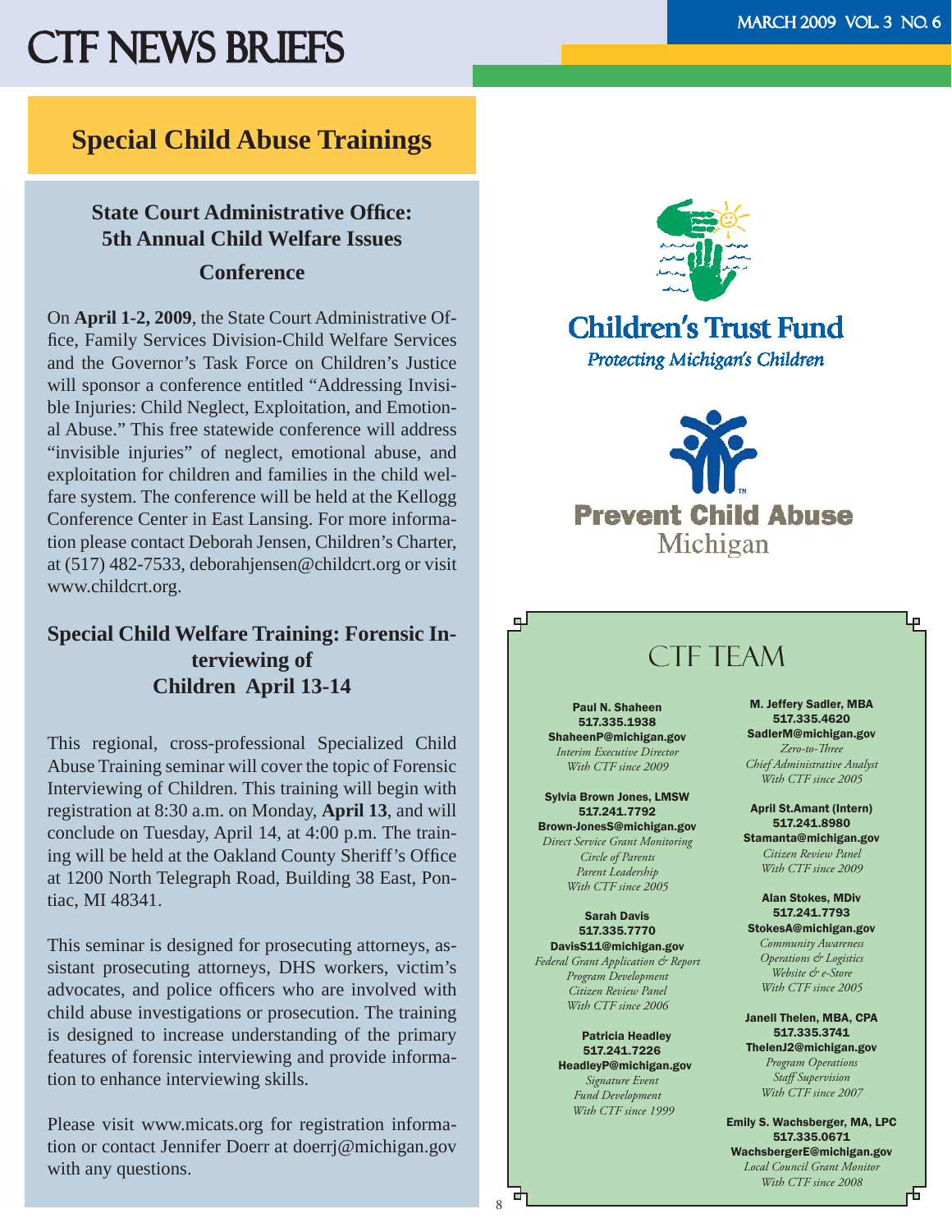# CTF NEWS BRIEFS

## Special Child Abuse Trainings

### State Court Administrative Office: 5th Annual Child Welfare Issues Conference

On **April 1-2, 2009**, the State Court Administrative Office, Family Services Division-Child Welfare Services and the Governor's Task Force on Children's Justice will sponsor a conference entitled "Addressing Invisible Injuries: Child Neglect, Exploitation, and Emotional Abuse." This free statewide conference will address "invisible injuries" of neglect, emotional abuse, and exploitation for children and families in the child welfare system. The conference will be held at the Kellogg Conference Center in East Lansing. For more information please contact Deborah Jensen, Children's Charter, at (517) 482-7533, deborahjensen@childcrt.org or visit www.childcrt.org.

### Special Child Welfare Training: Forensic Interviewing of Children April 13-14

This regional, cross-professional Specialized Child Abuse Training seminar will cover the topic of Forensic Interviewing of Children. This training will begin with registration at 8:30 a.m. on Monday, **April 13**, and will conclude on Tuesday, April 14, at 4:00 p.m. The training will be held at the Oakland County Sheriff's Office at 1200 North Telegraph Road, Building 38 East, Pontiac, MI 48341.

This seminar is designed for prosecuting attorneys, assistant prosecuting attorneys, DHS workers, victim's advocates, and police officers who are involved with child abuse investigations or prosecution. The training is designed to increase understanding of the primary features of forensic interviewing and provide information to enhance interviewing skills.

Please visit www.micats.org for registration information or contact Jennifer Doerr at doerrj@michigan.gov with any questions.

**Children's Trust Fund**
*Protecting Michigan's Children*

**Prevent Child Abuse Michigan**

## CTF TEAM

**Paul N. Shaheen**
517.335.1938
ShaheenP@michigan.gov
*Interim Executive Director*
*With CTF since 2009*

**Sylvia Brown Jones, LMSW**
517.241.7792
Brown-JonesS@michigan.gov
*Direct Service Grant Monitoring*
*Circle of Parents*
*Parent Leadership*
*With CTF since 2005*

**Sarah Davis**
517.335.7770
DavisS11@michigan.gov
*Federal Grant Application & Report*
*Program Development*
*Citizen Review Panel*
*With CTF since 2006*

**Patricia Headley**
517.241.7226
HeadleyP@michigan.gov
*Signature Event*
*Fund Development*
*With CTF since 1999*

**M. Jeffery Sadler, MBA**
517.335.4620
SadlerM@michigan.gov
*Zero-to-Three*
*Chief Administrative Analyst*
*With CTF since 2005*

**April St.Amant (Intern)**
517.241.8980
Stamanta@michigan.gov
*Citizen Review Panel*
*With CTF since 2009*

**Alan Stokes, MDiv**
517.241.7793
StokesA@michigan.gov
*Community Awareness*
*Operations & Logistics*
*Website & e-Store*
*With CTF since 2005*

**Janell Thelen, MBA, CPA**
517.335.3741
ThelenJ2@michigan.gov
*Program Operations*
*Staff Supervision*
*With CTF since 2007*

**Emily S. Wachsberger, MA, LPC**
517.335.0671
WachsbergerE@michigan.gov
*Local Council Grant Monitor*
*With CTF since 2008*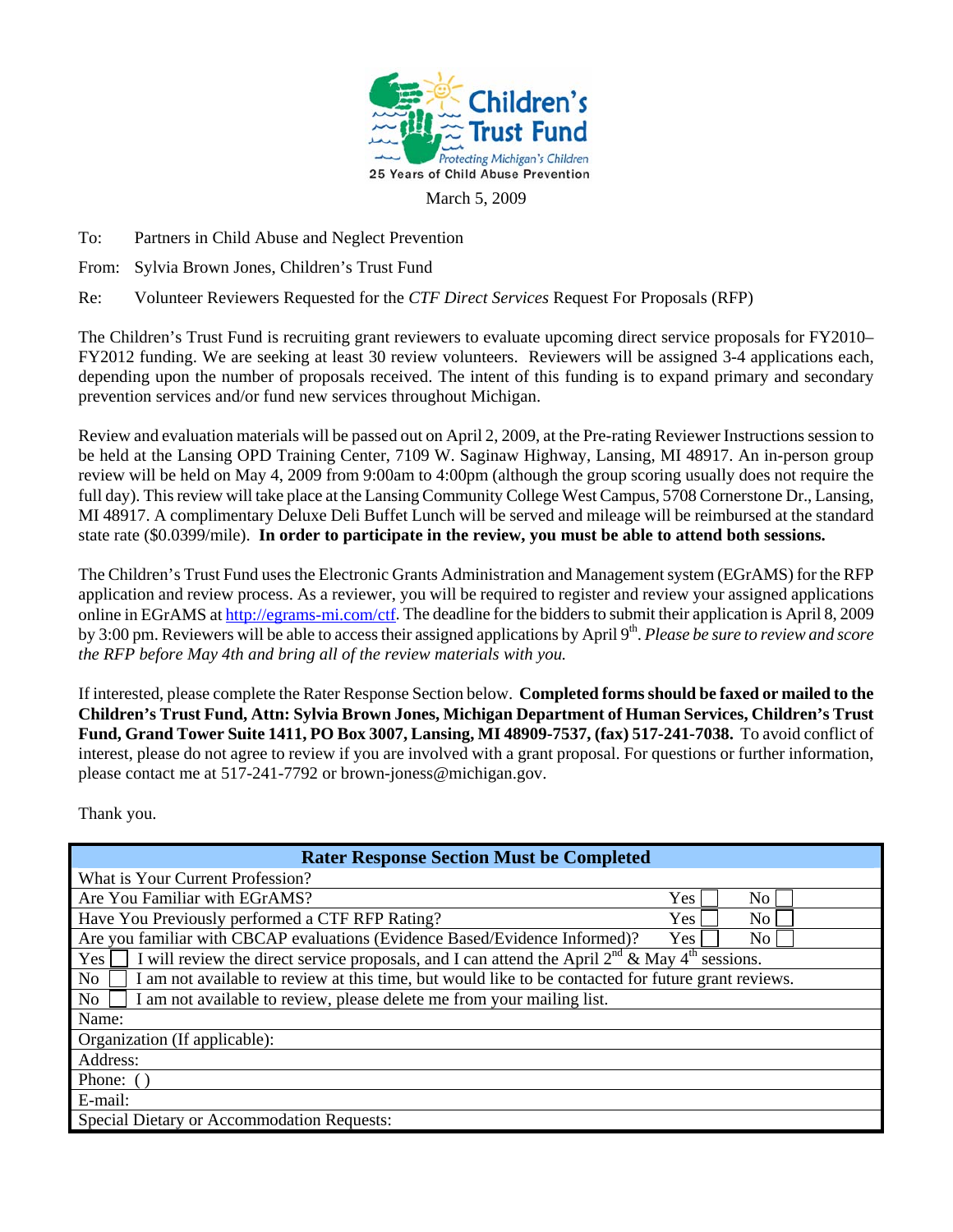Children's Trust Fund

Protecting Michigan's Children

25 Years of Child Abuse Prevention

March 5, 2009

To: Partners in Child Abuse and Neglect Prevention

From: Sylvia Brown Jones, Children's Trust Fund

Re: Volunteer Reviewers Requested for the *CTF Direct Services* Request For Proposals (RFP)

The Children's Trust Fund is recruiting grant reviewers to evaluate upcoming direct service proposals for FY2010–FY2012 funding. We are seeking at least 30 review volunteers. Reviewers will be assigned 3-4 applications each, depending upon the number of proposals received. The intent of this funding is to expand primary and secondary prevention services and/or fund new services throughout Michigan.

Review and evaluation materials will be passed out on April 2, 2009, at the Pre-rating Reviewer Instructions session to be held at the Lansing OPD Training Center, 7109 W. Saginaw Highway, Lansing, MI 48917. An in-person group review will be held on May 4, 2009 from 9:00am to 4:00pm (although the group scoring usually does not require the full day). This review will take place at the Lansing Community College West Campus, 5708 Cornerstone Dr., Lansing, MI 48917. A complimentary Deluxe Deli Buffet Lunch will be served and mileage will be reimbursed at the standard state rate ($0.0399/mile). **In order to participate in the review, you must be able to attend both sessions.**

The Children's Trust Fund uses the Electronic Grants Administration and Management system (EGrAMS) for the RFP application and review process. As a reviewer, you will be required to register and review your assigned applications online in EGrAMS at http://egrams-mi.com/ctf. The deadline for the bidders to submit their application is April 8, 2009 by 3:00 pm. Reviewers will be able to access their assigned applications by April 9th. *Please be sure to review and score the RFP before May 4th and bring all of the review materials with you.*

If interested, please complete the Rater Response Section below. **Completed forms should be faxed or mailed to the Children's Trust Fund, Attn: Sylvia Brown Jones, Michigan Department of Human Services, Children's Trust Fund, Grand Tower Suite 1411, PO Box 3007, Lansing, MI 48909-7537, (fax) 517-241-7038.** To avoid conflict of interest, please do not agree to review if you are involved with a grant proposal. For questions or further information, please contact me at 517-241-7792 or brown-joness@michigan.gov.

Thank you.

| Rater Response Section Must be Completed | | |
|---|---|---|
| What is Your Current Profession? | | |
| Are You Familiar with EGrAMS? | Yes ☐ | No ☐ |
| Have You Previously performed a CTF RFP Rating? | Yes ☐ | No ☐ |
| Are you familiar with CBCAP evaluations (Evidence Based/Evidence Informed)? | Yes ☐ | No ☐ |
| Yes ☐ I will review the direct service proposals, and I can attend the April 2nd & May 4th sessions. | | |
| No ☐ I am not available to review at this time, but would like to be contacted for future grant reviews. | | |
| No ☐ I am not available to review, please delete me from your mailing list. | | |
| Name: | | |
| Organization (If applicable): | | |
| Address: | | |
| Phone: ( ) | | |
| E-mail: | | |
| Special Dietary or Accommodation Requests: | | |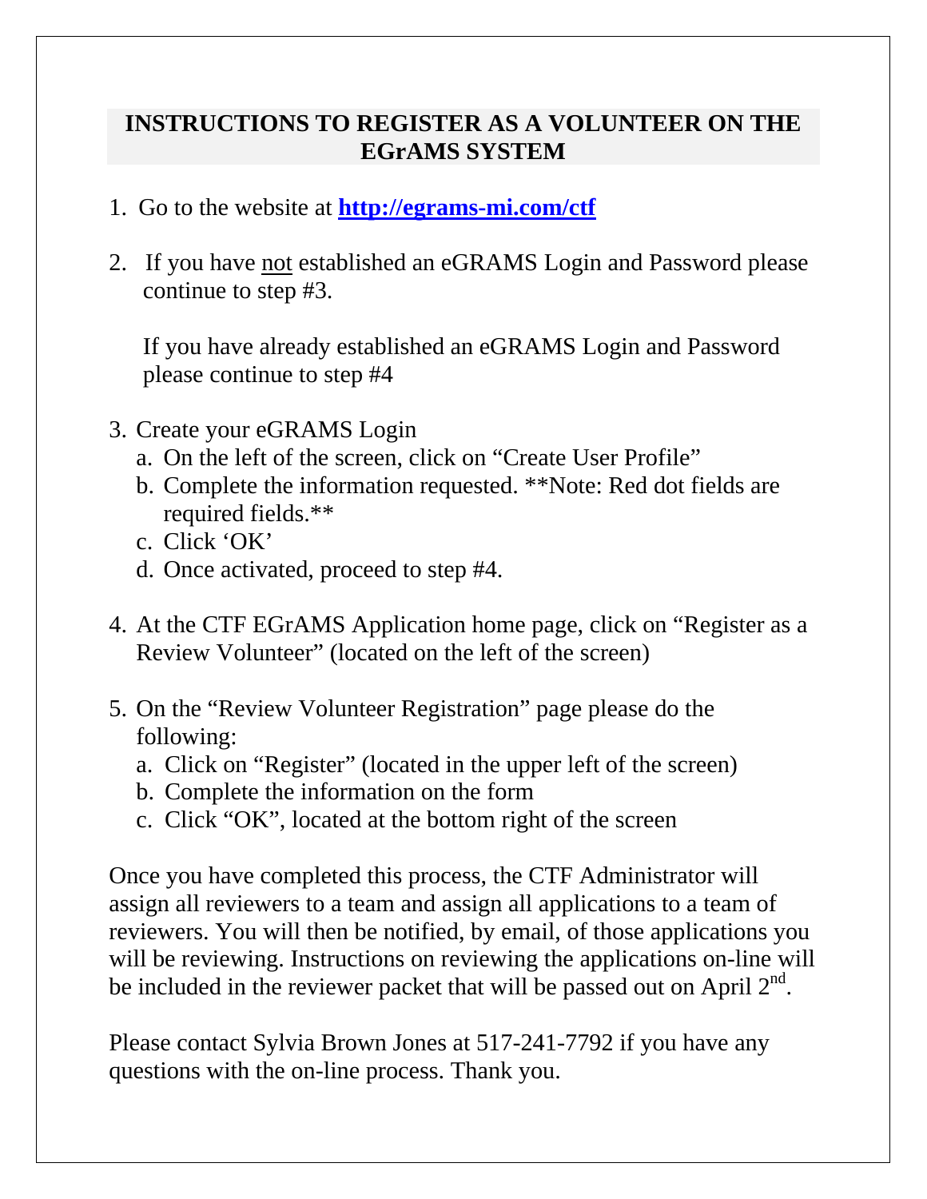## INSTRUCTIONS TO REGISTER AS A VOLUNTEER ON THE EGrAMS SYSTEM

1. Go to the website at **http://egrams-mi.com/ctf**

2. If you have not established an eGRAMS Login and Password please continue to step #3.

   If you have already established an eGRAMS Login and Password please continue to step #4

3. Create your eGRAMS Login
   a. On the left of the screen, click on "Create User Profile"
   b. Complete the information requested. **Note: Red dot fields are required fields.**
   c. Click 'OK'
   d. Once activated, proceed to step #4.

4. At the CTF EGrAMS Application home page, click on "Register as a Review Volunteer" (located on the left of the screen)

5. On the "Review Volunteer Registration" page please do the following:
   a. Click on "Register" (located in the upper left of the screen)
   b. Complete the information on the form
   c. Click "OK", located at the bottom right of the screen

Once you have completed this process, the CTF Administrator will assign all reviewers to a team and assign all applications to a team of reviewers. You will then be notified, by email, of those applications you will be reviewing. Instructions on reviewing the applications on-line will be included in the reviewer packet that will be passed out on April 2nd.

Please contact Sylvia Brown Jones at 517-241-7792 if you have any questions with the on-line process. Thank you.